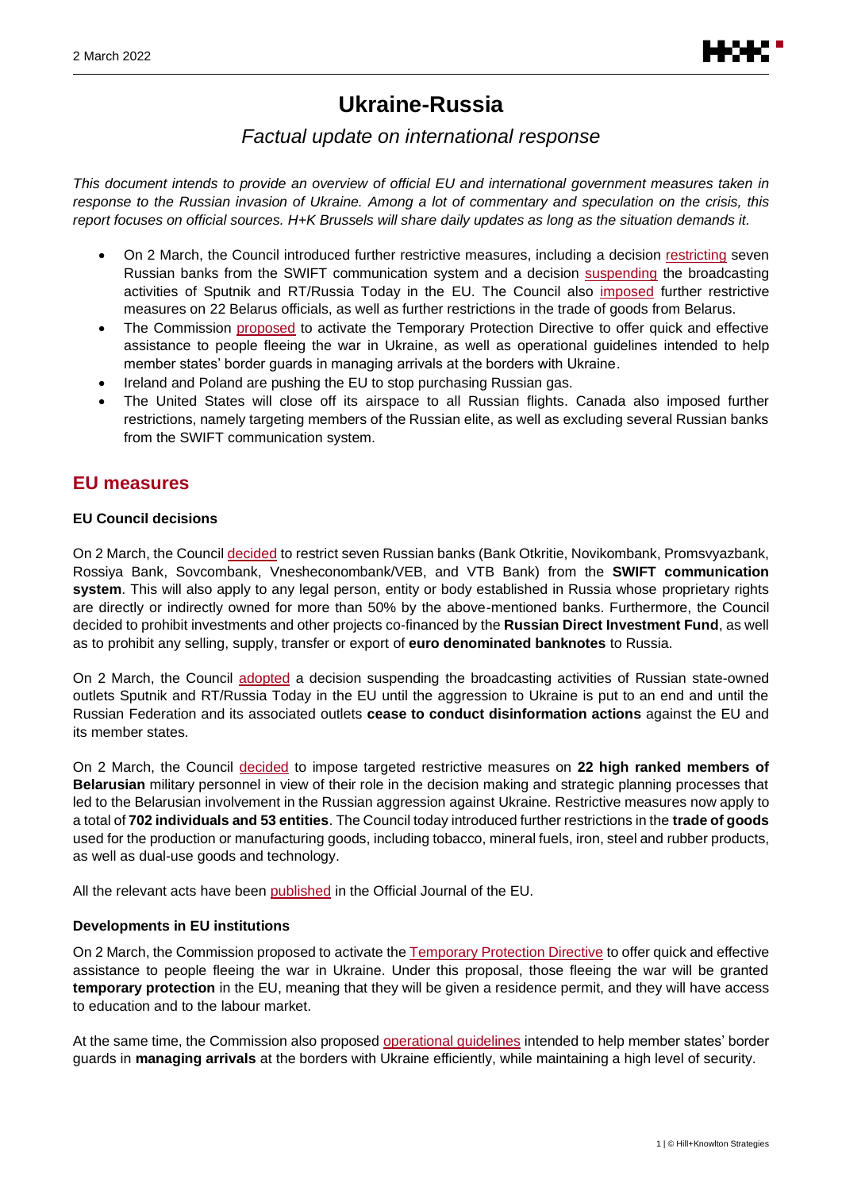# Ukraine-Russia

## *Factual update on international response*

*This document intends to provide an overview of official EU and international government measures taken in response to the Russian invasion of Ukraine. Among a lot of commentary and speculation on the crisis, this report focuses on official sources. H+K Brussels will share daily updates as long as the situation demands it.*

- On 2 March, the Council introduced further restrictive measures, including a decision restricting seven Russian banks from the SWIFT communication system and a decision suspending the broadcasting activities of Sputnik and RT/Russia Today in the EU. The Council also imposed further restrictive measures on 22 Belarus officials, as well as further restrictions in the trade of goods from Belarus.
- The Commission proposed to activate the Temporary Protection Directive to offer quick and effective assistance to people fleeing the war in Ukraine, as well as operational guidelines intended to help member states' border guards in managing arrivals at the borders with Ukraine.
- Ireland and Poland are pushing the EU to stop purchasing Russian gas.
- The United States will close off its airspace to all Russian flights. Canada also imposed further restrictions, namely targeting members of the Russian elite, as well as excluding several Russian banks from the SWIFT communication system.

## EU measures

### EU Council decisions

On 2 March, the Council decided to restrict seven Russian banks (Bank Otkritie, Novikombank, Promsvyazbank, Rossiya Bank, Sovcombank, Vnesheconombank/VEB, and VTB Bank) from the **SWIFT communication system**. This will also apply to any legal person, entity or body established in Russia whose proprietary rights are directly or indirectly owned for more than 50% by the above-mentioned banks. Furthermore, the Council decided to prohibit investments and other projects co-financed by the **Russian Direct Investment Fund**, as well as to prohibit any selling, supply, transfer or export of **euro denominated banknotes** to Russia.

On 2 March, the Council adopted a decision suspending the broadcasting activities of Russian state-owned outlets Sputnik and RT/Russia Today in the EU until the aggression to Ukraine is put to an end and until the Russian Federation and its associated outlets **cease to conduct disinformation actions** against the EU and its member states.

On 2 March, the Council decided to impose targeted restrictive measures on **22 high ranked members of Belarusian** military personnel in view of their role in the decision making and strategic planning processes that led to the Belarusian involvement in the Russian aggression against Ukraine. Restrictive measures now apply to a total of **702 individuals and 53 entities**. The Council today introduced further restrictions in the **trade of goods** used for the production or manufacturing goods, including tobacco, mineral fuels, iron, steel and rubber products, as well as dual-use goods and technology.

All the relevant acts have been published in the Official Journal of the EU.

### Developments in EU institutions

On 2 March, the Commission proposed to activate the Temporary Protection Directive to offer quick and effective assistance to people fleeing the war in Ukraine. Under this proposal, those fleeing the war will be granted **temporary protection** in the EU, meaning that they will be given a residence permit, and they will have access to education and to the labour market.

At the same time, the Commission also proposed operational guidelines intended to help member states' border guards in **managing arrivals** at the borders with Ukraine efficiently, while maintaining a high level of security.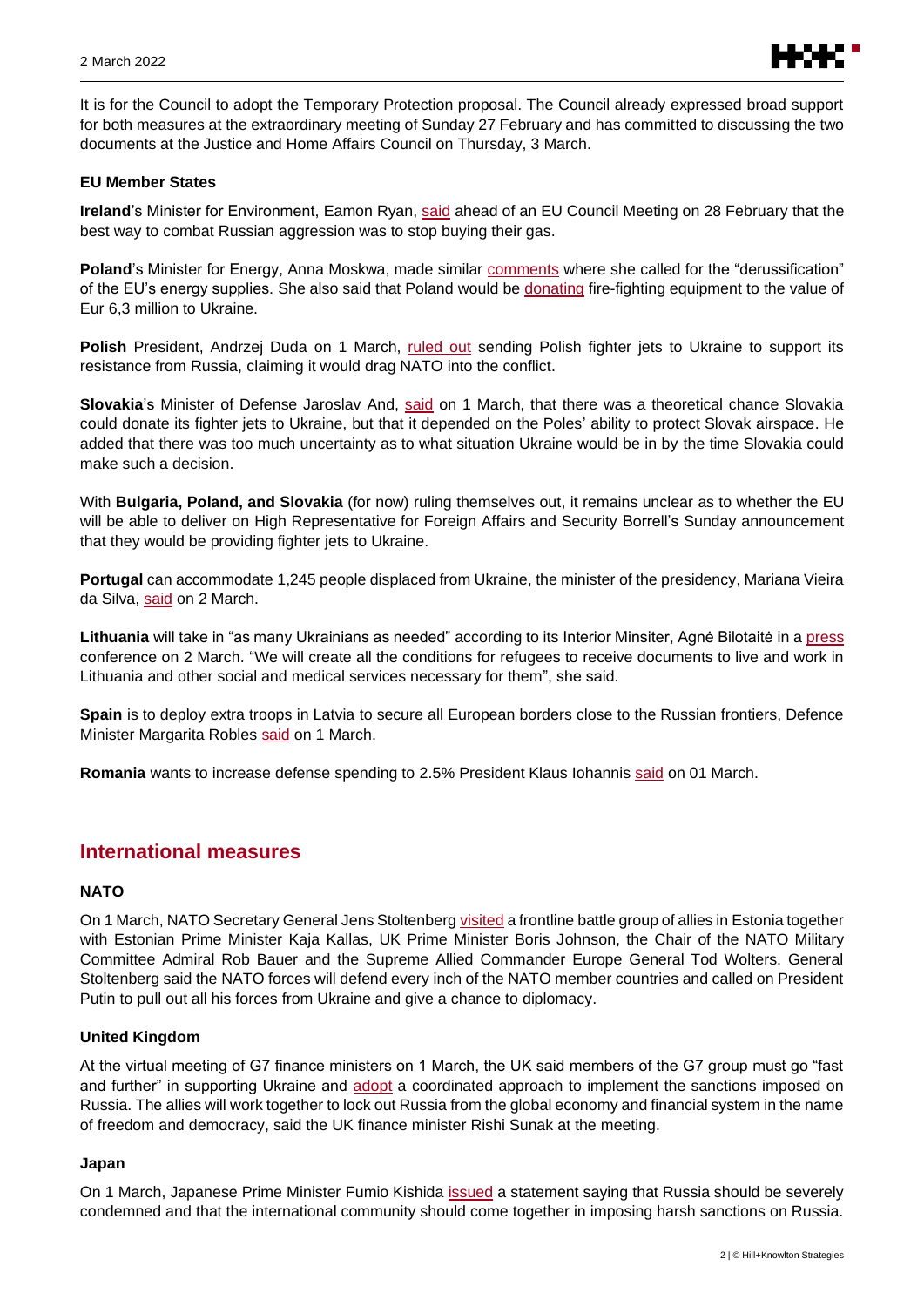It is for the Council to adopt the Temporary Protection proposal. The Council already expressed broad support for both measures at the extraordinary meeting of Sunday 27 February and has committed to discussing the two documents at the Justice and Home Affairs Council on Thursday, 3 March.

### EU Member States

**Ireland**'s Minister for Environment, Eamon Ryan, said ahead of an EU Council Meeting on 28 February that the best way to combat Russian aggression was to stop buying their gas.

**Poland**'s Minister for Energy, Anna Moskwa, made similar comments where she called for the "derussification" of the EU's energy supplies. She also said that Poland would be donating fire-fighting equipment to the value of Eur 6,3 million to Ukraine.

**Polish** President, Andrzej Duda on 1 March, ruled out sending Polish fighter jets to Ukraine to support its resistance from Russia, claiming it would drag NATO into the conflict.

**Slovakia**'s Minister of Defense Jaroslav And, said on 1 March, that there was a theoretical chance Slovakia could donate its fighter jets to Ukraine, but that it depended on the Poles' ability to protect Slovak airspace. He added that there was too much uncertainty as to what situation Ukraine would be in by the time Slovakia could make such a decision.

With **Bulgaria, Poland, and Slovakia** (for now) ruling themselves out, it remains unclear as to whether the EU will be able to deliver on High Representative for Foreign Affairs and Security Borrell's Sunday announcement that they would be providing fighter jets to Ukraine.

**Portugal** can accommodate 1,245 people displaced from Ukraine, the minister of the presidency, Mariana Vieira da Silva, said on 2 March.

**Lithuania** will take in "as many Ukrainians as needed" according to its Interior Minsiter, Agnė Bilotaitė in a press conference on 2 March. "We will create all the conditions for refugees to receive documents to live and work in Lithuania and other social and medical services necessary for them", she said.

**Spain** is to deploy extra troops in Latvia to secure all European borders close to the Russian frontiers, Defence Minister Margarita Robles said on 1 March.

**Romania** wants to increase defense spending to 2.5% President Klaus Iohannis said on 01 March.

## International measures

### NATO

On 1 March, NATO Secretary General Jens Stoltenberg visited a frontline battle group of allies in Estonia together with Estonian Prime Minister Kaja Kallas, UK Prime Minister Boris Johnson, the Chair of the NATO Military Committee Admiral Rob Bauer and the Supreme Allied Commander Europe General Tod Wolters. General Stoltenberg said the NATO forces will defend every inch of the NATO member countries and called on President Putin to pull out all his forces from Ukraine and give a chance to diplomacy.

### United Kingdom

At the virtual meeting of G7 finance ministers on 1 March, the UK said members of the G7 group must go "fast and further" in supporting Ukraine and adopt a coordinated approach to implement the sanctions imposed on Russia. The allies will work together to lock out Russia from the global economy and financial system in the name of freedom and democracy, said the UK finance minister Rishi Sunak at the meeting.

### Japan

On 1 March, Japanese Prime Minister Fumio Kishida issued a statement saying that Russia should be severely condemned and that the international community should come together in imposing harsh sanctions on Russia.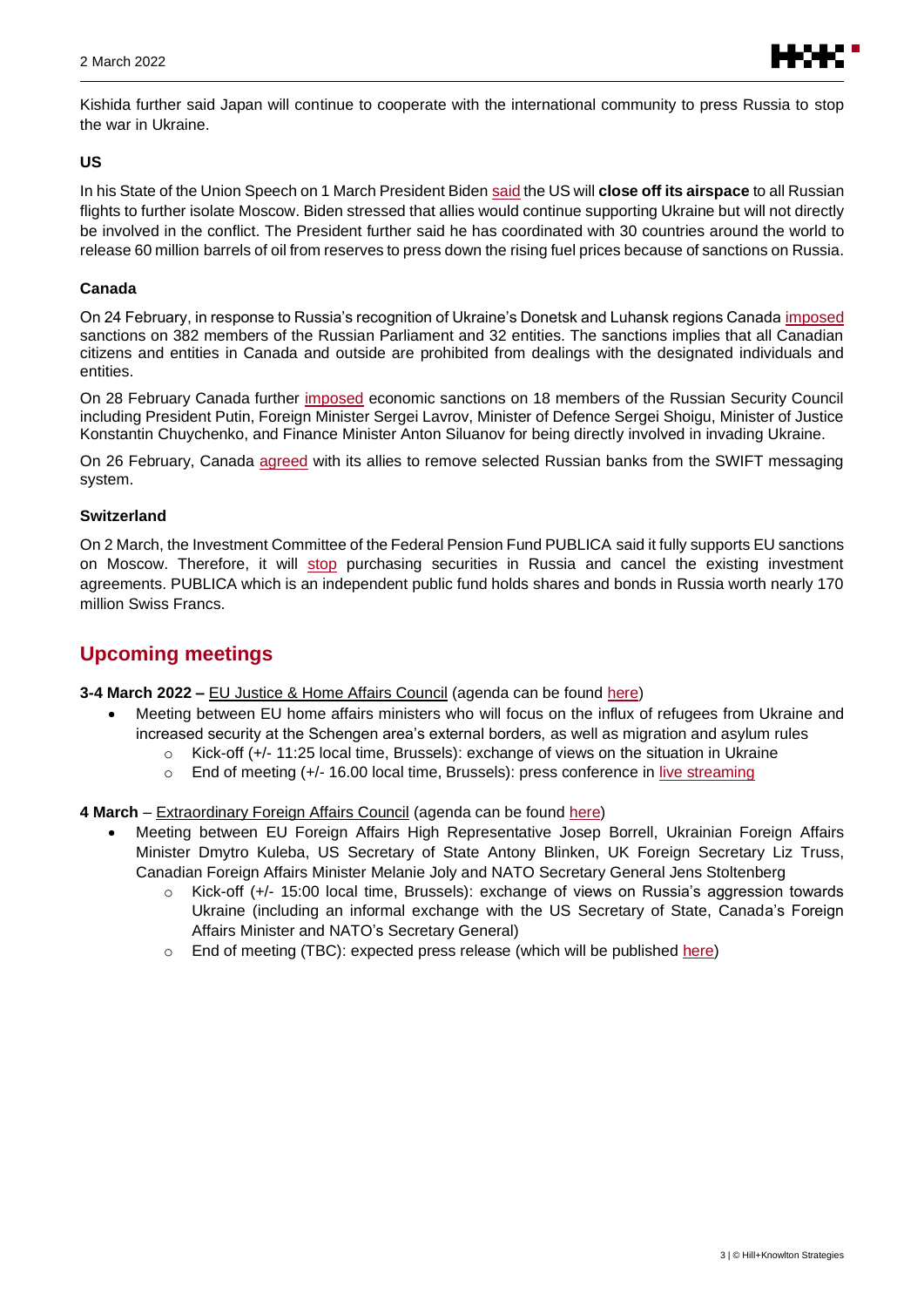Kishida further said Japan will continue to cooperate with the international community to press Russia to stop the war in Ukraine.

### US

In his State of the Union Speech on 1 March President Biden said the US will **close off its airspace** to all Russian flights to further isolate Moscow. Biden stressed that allies would continue supporting Ukraine but will not directly be involved in the conflict. The President further said he has coordinated with 30 countries around the world to release 60 million barrels of oil from reserves to press down the rising fuel prices because of sanctions on Russia.

### Canada

On 24 February, in response to Russia's recognition of Ukraine's Donetsk and Luhansk regions Canada imposed sanctions on 382 members of the Russian Parliament and 32 entities. The sanctions implies that all Canadian citizens and entities in Canada and outside are prohibited from dealings with the designated individuals and entities.

On 28 February Canada further imposed economic sanctions on 18 members of the Russian Security Council including President Putin, Foreign Minister Sergei Lavrov, Minister of Defence Sergei Shoigu, Minister of Justice Konstantin Chuychenko, and Finance Minister Anton Siluanov for being directly involved in invading Ukraine.

On 26 February, Canada agreed with its allies to remove selected Russian banks from the SWIFT messaging system.

### Switzerland

On 2 March, the Investment Committee of the Federal Pension Fund PUBLICA said it fully supports EU sanctions on Moscow. Therefore, it will stop purchasing securities in Russia and cancel the existing investment agreements. PUBLICA which is an independent public fund holds shares and bonds in Russia worth nearly 170 million Swiss Francs.

## Upcoming meetings

**3-4 March 2022 –** EU Justice & Home Affairs Council (agenda can be found here)

- Meeting between EU home affairs ministers who will focus on the influx of refugees from Ukraine and increased security at the Schengen area's external borders, as well as migration and asylum rules
  - Kick-off (+/- 11:25 local time, Brussels): exchange of views on the situation in Ukraine
  - End of meeting (+/- 16.00 local time, Brussels): press conference in live streaming

**4 March** – Extraordinary Foreign Affairs Council (agenda can be found here)

- Meeting between EU Foreign Affairs High Representative Josep Borrell, Ukrainian Foreign Affairs Minister Dmytro Kuleba, US Secretary of State Antony Blinken, UK Foreign Secretary Liz Truss, Canadian Foreign Affairs Minister Melanie Joly and NATO Secretary General Jens Stoltenberg
  - Kick-off (+/- 15:00 local time, Brussels): exchange of views on Russia's aggression towards Ukraine (including an informal exchange with the US Secretary of State, Canada's Foreign Affairs Minister and NATO's Secretary General)
  - End of meeting (TBC): expected press release (which will be published here)